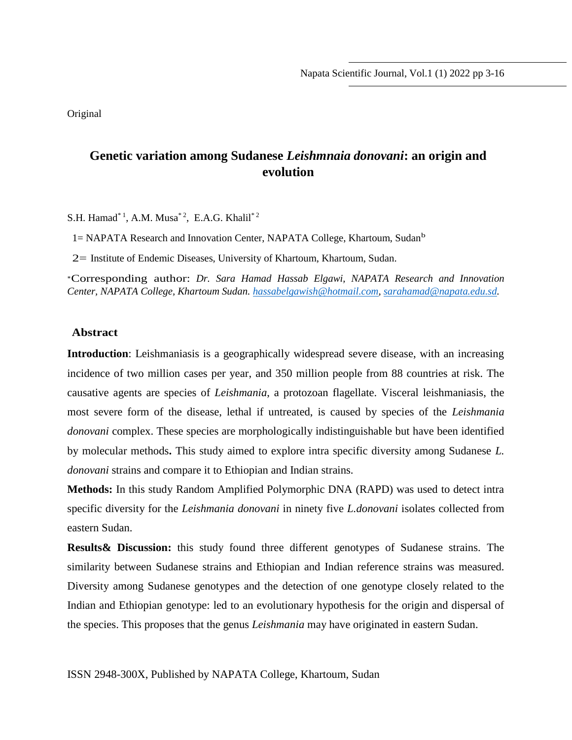Original

# Genetic variation among Sudanese *Leishmnaia donovani*: an origin and evolution

S.H. Hamad[*1], A.M. Musa[*2], E.A.G. Khalil[*2]

1= NAPATA Research and Innovation Center, NAPATA College, Khartoum, Sudan[b]

2= Institute of Endemic Diseases, University of Khartoum, Khartoum, Sudan.

*Corresponding author: *Dr. Sara Hamad Hassab Elgawi, NAPATA Research and Innovation Center, NAPATA College, Khartoum Sudan. hassabelgawish@hotmail.com, sarahamad@napata.edu.sd.*

## Abstract

**Introduction**: Leishmaniasis is a geographically widespread severe disease, with an increasing incidence of two million cases per year, and 350 million people from 88 countries at risk. The causative agents are species of *Leishmania*, a protozoan flagellate. Visceral leishmaniasis, the most severe form of the disease, lethal if untreated, is caused by species of the *Leishmania donovani* complex. These species are morphologically indistinguishable but have been identified by molecular methods**.** This study aimed to explore intra specific diversity among Sudanese *L. donovani* strains and compare it to Ethiopian and Indian strains.

**Methods:** In this study Random Amplified Polymorphic DNA (RAPD) was used to detect intra specific diversity for the *Leishmania donovani* in ninety five *L.donovani* isolates collected from eastern Sudan.

**Results& Discussion:** this study found three different genotypes of Sudanese strains. The similarity between Sudanese strains and Ethiopian and Indian reference strains was measured. Diversity among Sudanese genotypes and the detection of one genotype closely related to the Indian and Ethiopian genotype: led to an evolutionary hypothesis for the origin and dispersal of the species. This proposes that the genus *Leishmania* may have originated in eastern Sudan.

ISSN 2948-300X, Published by NAPATA College, Khartoum, Sudan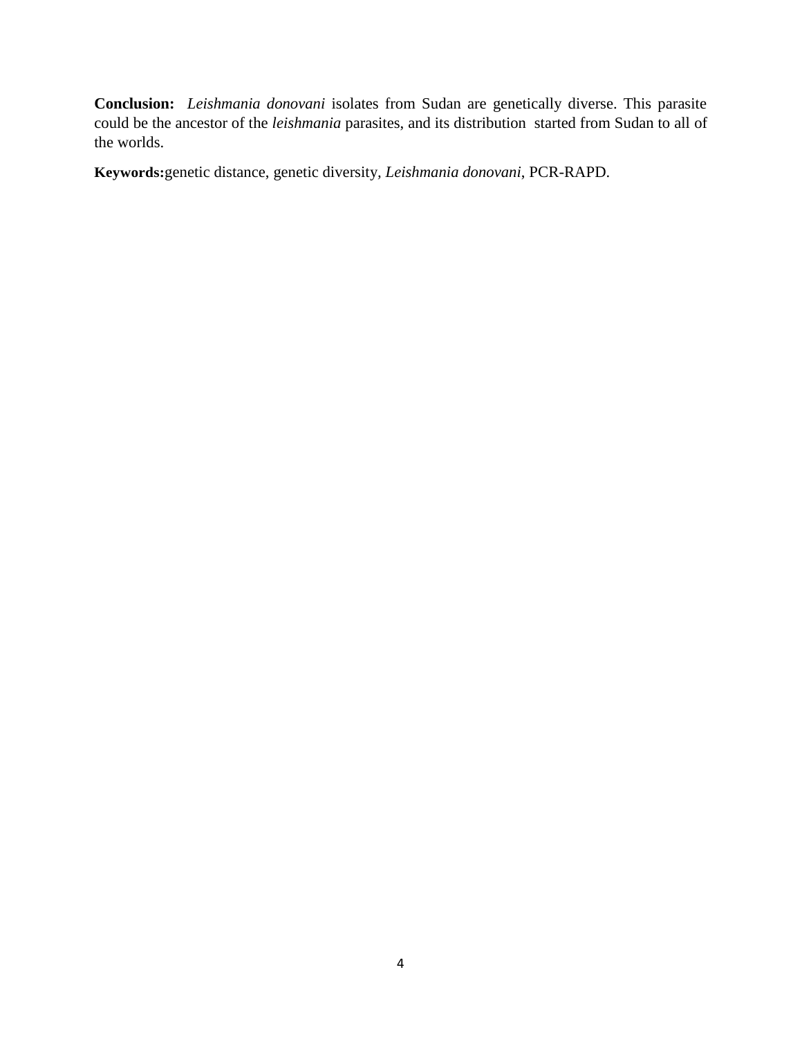**Conclusion:** *Leishmania donovani* isolates from Sudan are genetically diverse. This parasite could be the ancestor of the *leishmania* parasites, and its distribution started from Sudan to all of the worlds.

**Keywords:**genetic distance, genetic diversity, *Leishmania donovani*, PCR-RAPD.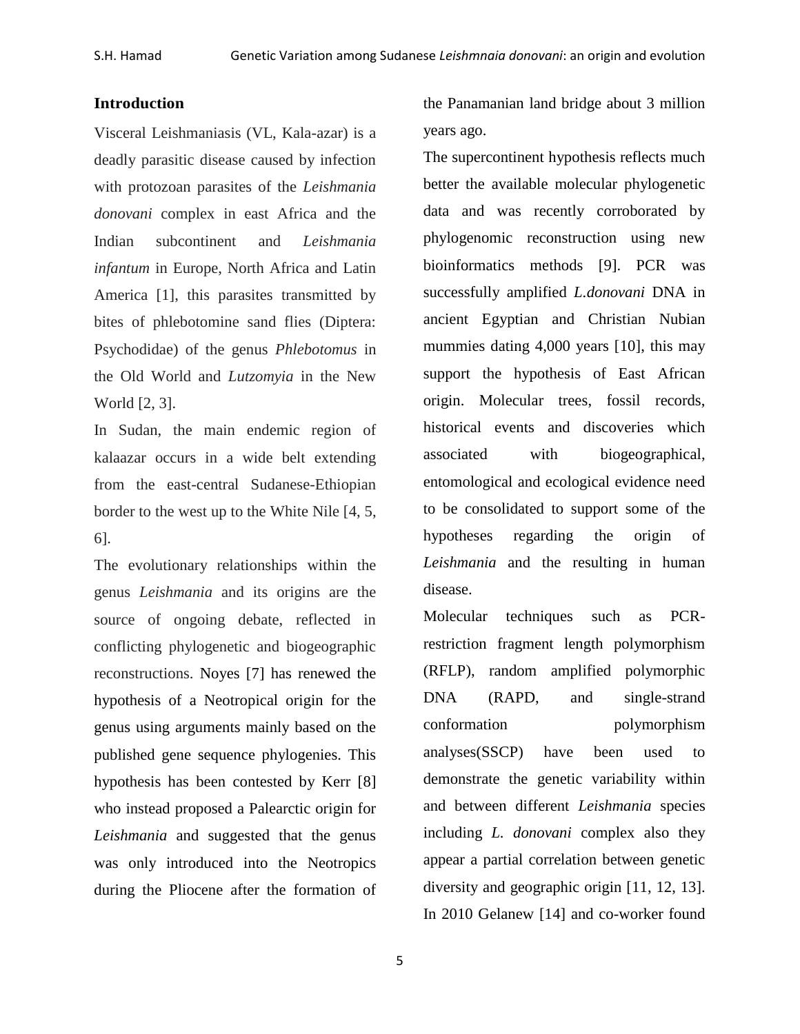## Introduction

Visceral Leishmaniasis (VL, Kala-azar) is a deadly parasitic disease caused by infection with protozoan parasites of the *Leishmania donovani* complex in east Africa and the Indian subcontinent and *Leishmania infantum* in Europe, North Africa and Latin America [1], this parasites transmitted by bites of phlebotomine sand flies (Diptera: Psychodidae) of the genus *Phlebotomus* in the Old World and *Lutzomyia* in the New World [2, 3].

In Sudan, the main endemic region of kalaazar occurs in a wide belt extending from the east-central Sudanese-Ethiopian border to the west up to the White Nile [4, 5, 6].

The evolutionary relationships within the genus *Leishmania* and its origins are the source of ongoing debate, reflected in conflicting phylogenetic and biogeographic reconstructions. Noyes [7] has renewed the hypothesis of a Neotropical origin for the genus using arguments mainly based on the published gene sequence phylogenies. This hypothesis has been contested by Kerr [8] who instead proposed a Palearctic origin for *Leishmania* and suggested that the genus was only introduced into the Neotropics during the Pliocene after the formation of the Panamanian land bridge about 3 million years ago.

The supercontinent hypothesis reflects much better the available molecular phylogenetic data and was recently corroborated by phylogenomic reconstruction using new bioinformatics methods [9]. PCR was successfully amplified *L.donovani* DNA in ancient Egyptian and Christian Nubian mummies dating 4,000 years [10], this may support the hypothesis of East African origin. Molecular trees, fossil records, historical events and discoveries which associated with biogeographical, entomological and ecological evidence need to be consolidated to support some of the hypotheses regarding the origin of *Leishmania* and the resulting in human disease.

Molecular techniques such as PCR-restriction fragment length polymorphism (RFLP), random amplified polymorphic DNA (RAPD, and single-strand conformation polymorphism analyses(SSCP) have been used to demonstrate the genetic variability within and between different *Leishmania* species including *L. donovani* complex also they appear a partial correlation between genetic diversity and geographic origin [11, 12, 13]. In 2010 Gelanew [14] and co-worker found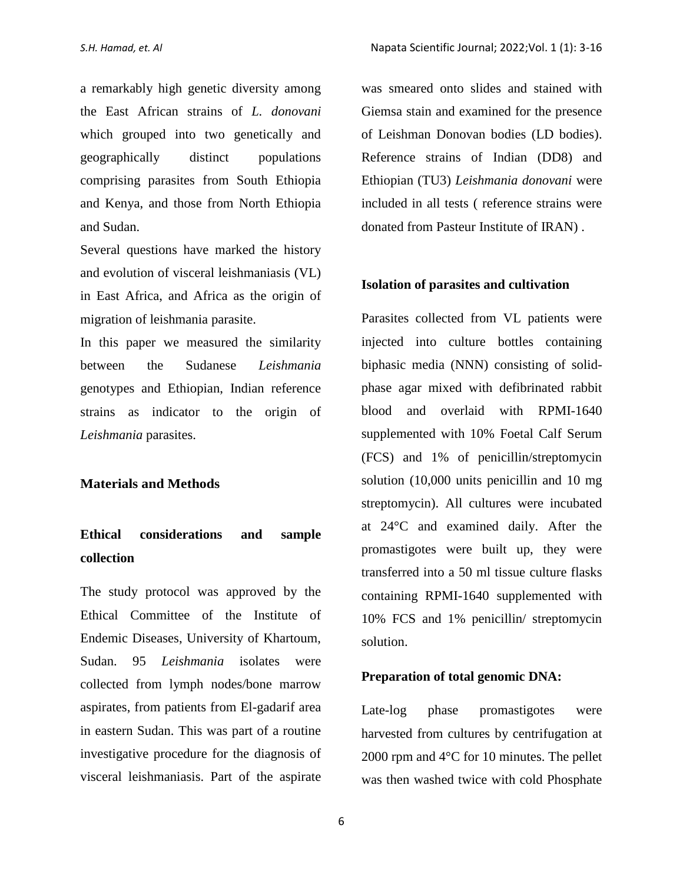a remarkably high genetic diversity among the East African strains of *L. donovani* which grouped into two genetically and geographically distinct populations comprising parasites from South Ethiopia and Kenya, and those from North Ethiopia and Sudan.

Several questions have marked the history and evolution of visceral leishmaniasis (VL) in East Africa, and Africa as the origin of migration of leishmania parasite.

In this paper we measured the similarity between the Sudanese *Leishmania* genotypes and Ethiopian, Indian reference strains as indicator to the origin of *Leishmania* parasites.

## Materials and Methods

### Ethical considerations and sample collection

The study protocol was approved by the Ethical Committee of the Institute of Endemic Diseases, University of Khartoum, Sudan. 95 *Leishmania* isolates were collected from lymph nodes/bone marrow aspirates, from patients from El-gadarif area in eastern Sudan. This was part of a routine investigative procedure for the diagnosis of visceral leishmaniasis. Part of the aspirate was smeared onto slides and stained with Giemsa stain and examined for the presence of Leishman Donovan bodies (LD bodies). Reference strains of Indian (DD8) and Ethiopian (TU3) *Leishmania donovani* were included in all tests ( reference strains were donated from Pasteur Institute of IRAN) .

### Isolation of parasites and cultivation

Parasites collected from VL patients were injected into culture bottles containing biphasic media (NNN) consisting of solid-phase agar mixed with defibrinated rabbit blood and overlaid with RPMI-1640 supplemented with 10% Foetal Calf Serum (FCS) and 1% of penicillin/streptomycin solution (10,000 units penicillin and 10 mg streptomycin). All cultures were incubated at 24°C and examined daily. After the promastigotes were built up, they were transferred into a 50 ml tissue culture flasks containing RPMI-1640 supplemented with 10% FCS and 1% penicillin/ streptomycin solution.

### Preparation of total genomic DNA:

Late-log phase promastigotes were harvested from cultures by centrifugation at 2000 rpm and 4°C for 10 minutes. The pellet was then washed twice with cold Phosphate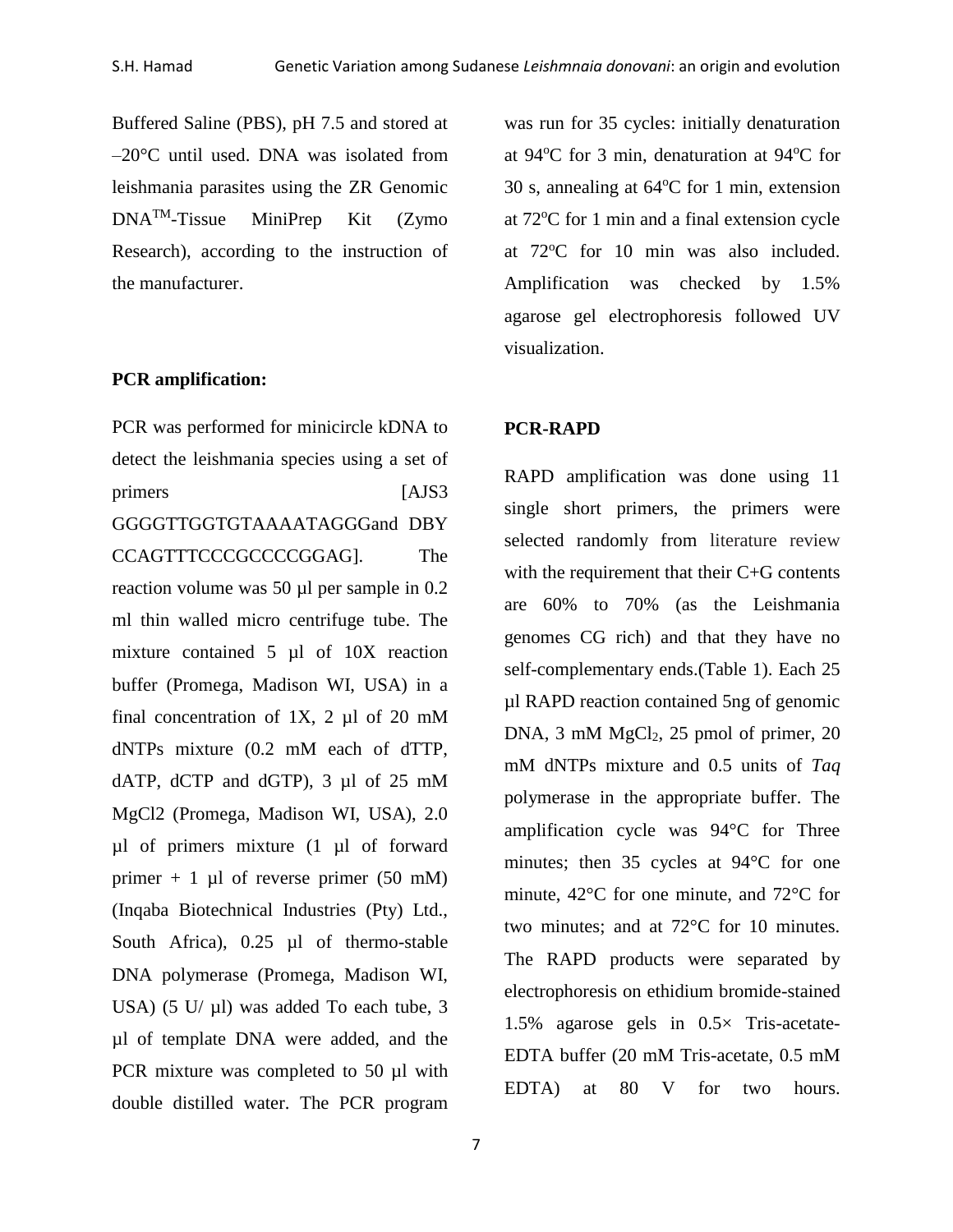Buffered Saline (PBS), pH 7.5 and stored at –20°C until used. DNA was isolated from leishmania parasites using the ZR Genomic DNA™-Tissue MiniPrep Kit (Zymo Research), according to the instruction of the manufacturer.

**PCR amplification:**

PCR was performed for minicircle kDNA to detect the leishmania species using a set of primers [AJS3 GGGGTTGGTGTAAAATAGGGand DBY CCAGTTTCCCGCCCCGGAG]. The reaction volume was 50 µl per sample in 0.2 ml thin walled micro centrifuge tube. The mixture contained 5 µl of 10X reaction buffer (Promega, Madison WI, USA) in a final concentration of 1X, 2 µl of 20 mM dNTPs mixture (0.2 mM each of dTTP, dATP, dCTP and dGTP), 3 µl of 25 mM MgCl2 (Promega, Madison WI, USA), 2.0 µl of primers mixture (1 µl of forward primer + 1 µl of reverse primer (50 mM) (Inqaba Biotechnical Industries (Pty) Ltd., South Africa), 0.25 µl of thermo-stable DNA polymerase (Promega, Madison WI, USA) (5 U/ µl) was added To each tube, 3 µl of template DNA were added, and the PCR mixture was completed to 50 µl with double distilled water. The PCR program was run for 35 cycles: initially denaturation at 94°C for 3 min, denaturation at 94°C for 30 s, annealing at 64°C for 1 min, extension at 72°C for 1 min and a final extension cycle at 72°C for 10 min was also included. Amplification was checked by 1.5% agarose gel electrophoresis followed UV visualization.

**PCR-RAPD**

RAPD amplification was done using 11 single short primers, the primers were selected randomly from literature review with the requirement that their C+G contents are 60% to 70% (as the Leishmania genomes CG rich) and that they have no self-complementary ends.(Table 1). Each 25 µl RAPD reaction contained 5ng of genomic DNA, 3 mM $MgCl_2$, 25 pmol of primer, 20 mM dNTPs mixture and 0.5 units of *Taq* polymerase in the appropriate buffer. The amplification cycle was 94°C for Three minutes; then 35 cycles at 94°C for one minute, 42°C for one minute, and 72°C for two minutes; and at 72°C for 10 minutes. The RAPD products were separated by electrophoresis on ethidium bromide-stained 1.5% agarose gels in 0.5× Tris-acetate-EDTA buffer (20 mM Tris-acetate, 0.5 mM EDTA) at 80 V for two hours.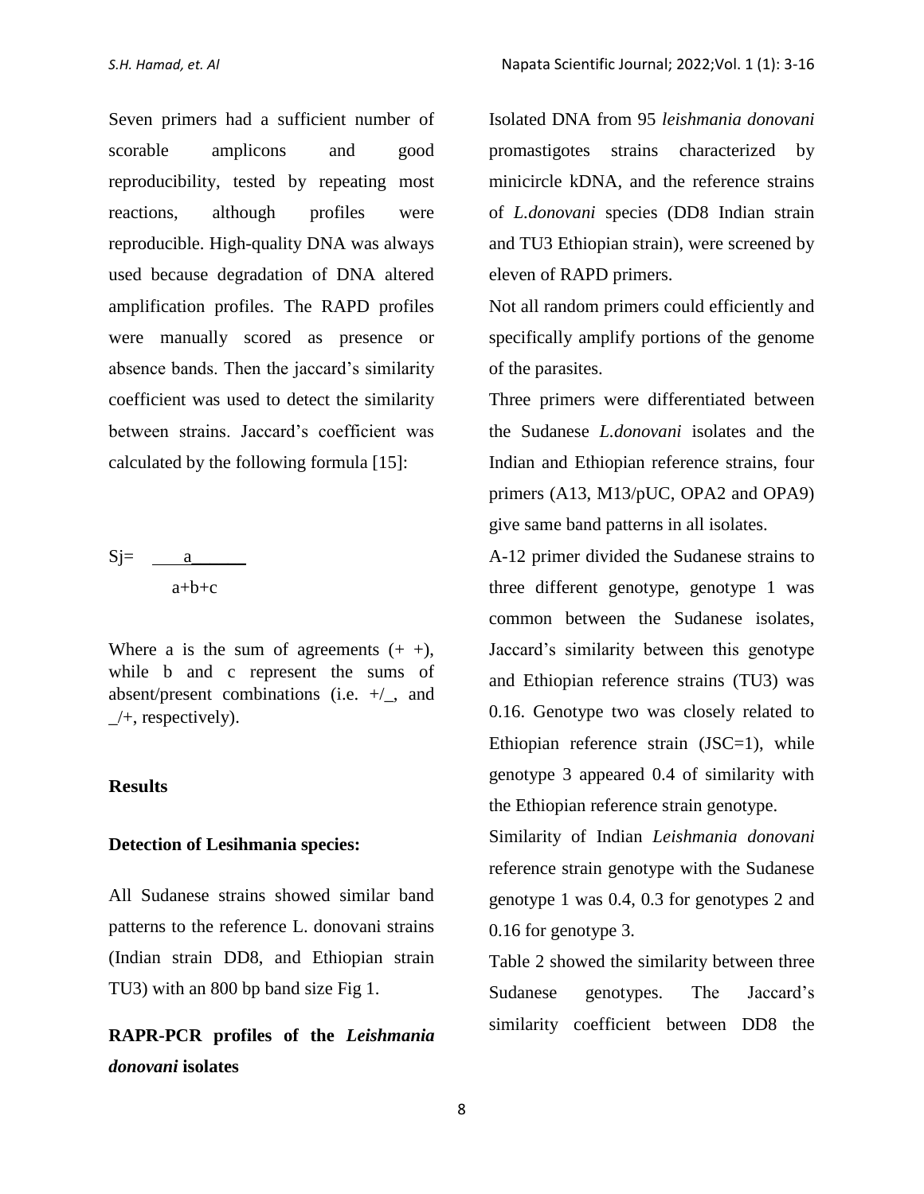Seven primers had a sufficient number of scorable amplicons and good reproducibility, tested by repeating most reactions, although profiles were reproducible. High-quality DNA was always used because degradation of DNA altered amplification profiles. The RAPD profiles were manually scored as presence or absence bands. Then the jaccard's similarity coefficient was used to detect the similarity between strains. Jaccard's coefficient was calculated by the following formula [15]:

$$Sj = \frac{a}{a+b+c}$$

Where a is the sum of agreements (+ +), while b and c represent the sums of absent/present combinations (i.e. +/_, and _/+, respectively).

## Results

### Detection of Lesihmania species:

All Sudanese strains showed similar band patterns to the reference L. donovani strains (Indian strain DD8, and Ethiopian strain TU3) with an 800 bp band size Fig 1.

### RAPR-PCR profiles of the *Leishmania donovani* isolates

Isolated DNA from 95 *leishmania donovani* promastigotes strains characterized by minicircle kDNA, and the reference strains of *L.donovani* species (DD8 Indian strain and TU3 Ethiopian strain), were screened by eleven of RAPD primers.

Not all random primers could efficiently and specifically amplify portions of the genome of the parasites.

Three primers were differentiated between the Sudanese *L.donovani* isolates and the Indian and Ethiopian reference strains, four primers (A13, M13/pUC, OPA2 and OPA9) give same band patterns in all isolates.

A-12 primer divided the Sudanese strains to three different genotype, genotype 1 was common between the Sudanese isolates, Jaccard's similarity between this genotype and Ethiopian reference strains (TU3) was 0.16. Genotype two was closely related to Ethiopian reference strain (JSC=1), while genotype 3 appeared 0.4 of similarity with the Ethiopian reference strain genotype.

Similarity of Indian *Leishmania donovani* reference strain genotype with the Sudanese genotype 1 was 0.4, 0.3 for genotypes 2 and 0.16 for genotype 3.

Table 2 showed the similarity between three Sudanese genotypes. The Jaccard's similarity coefficient between DD8 the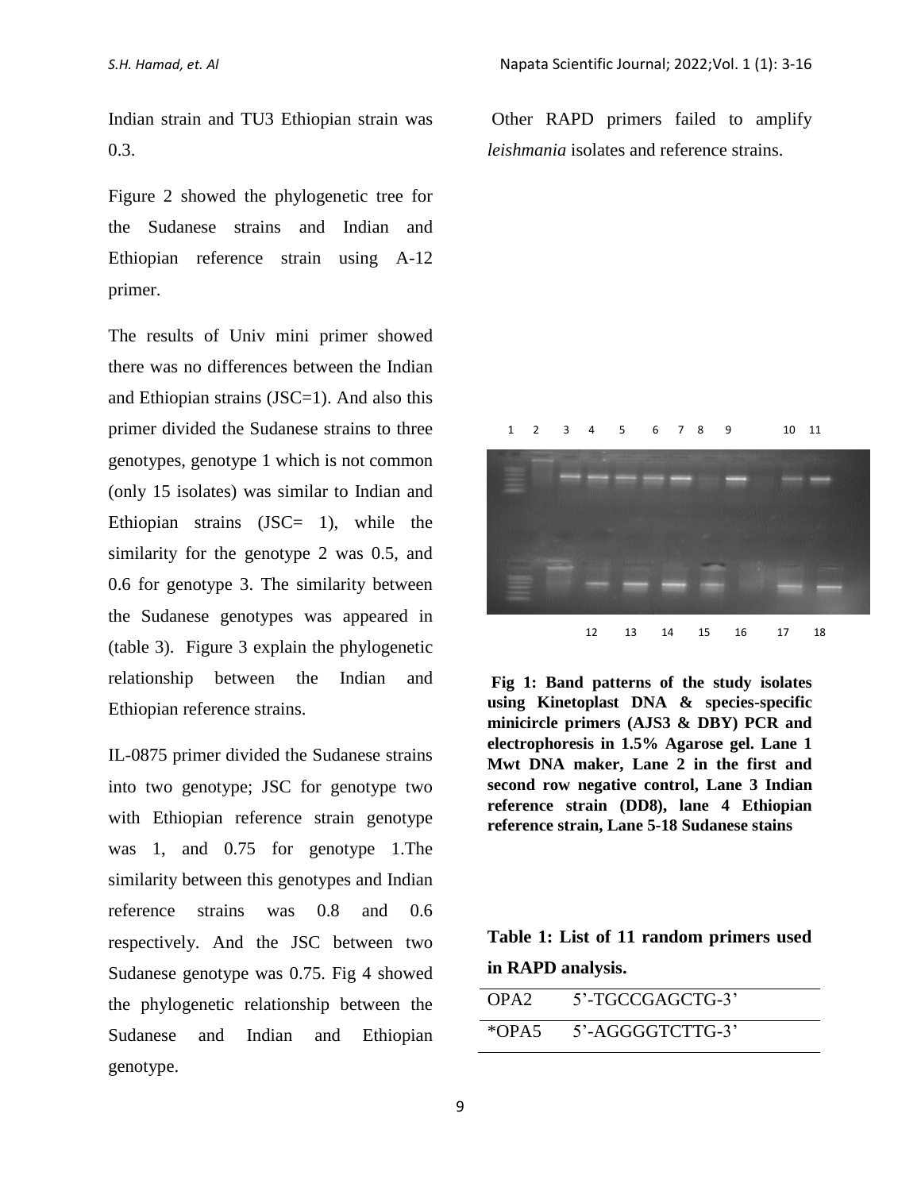Indian strain and TU3 Ethiopian strain was 0.3.

Figure 2 showed the phylogenetic tree for the Sudanese strains and Indian and Ethiopian reference strain using A-12 primer.

The results of Univ mini primer showed there was no differences between the Indian and Ethiopian strains (JSC=1). And also this primer divided the Sudanese strains to three genotypes, genotype 1 which is not common (only 15 isolates) was similar to Indian and Ethiopian strains (JSC= 1), while the similarity for the genotype 2 was 0.5, and 0.6 for genotype 3. The similarity between the Sudanese genotypes was appeared in (table 3). Figure 3 explain the phylogenetic relationship between the Indian and Ethiopian reference strains.

IL-0875 primer divided the Sudanese strains into two genotype; JSC for genotype two with Ethiopian reference strain genotype was 1, and 0.75 for genotype 1.The similarity between this genotypes and Indian reference strains was 0.8 and 0.6 respectively. And the JSC between two Sudanese genotype was 0.75. Fig 4 showed the phylogenetic relationship between the Sudanese and Indian and Ethiopian genotype.

Other RAPD primers failed to amplify *leishmania* isolates and reference strains.

**Fig 1: Band patterns of the study isolates using Kinetoplast DNA & species-specific minicircle primers (AJS3 & DBY) PCR and electrophoresis in 1.5% Agarose gel. Lane 1 Mwt DNA maker, Lane 2 in the first and second row negative control, Lane 3 Indian reference strain (DD8), lane 4 Ethiopian reference strain, Lane 5-18 Sudanese stains**

**Table 1: List of 11 random primers used in RAPD analysis.**

| | |
|---|---|
| OPA2 | 5'-TGCCGAGCTG-3' |
| *OPA5 | 5'-AGGGGTCTTG-3' |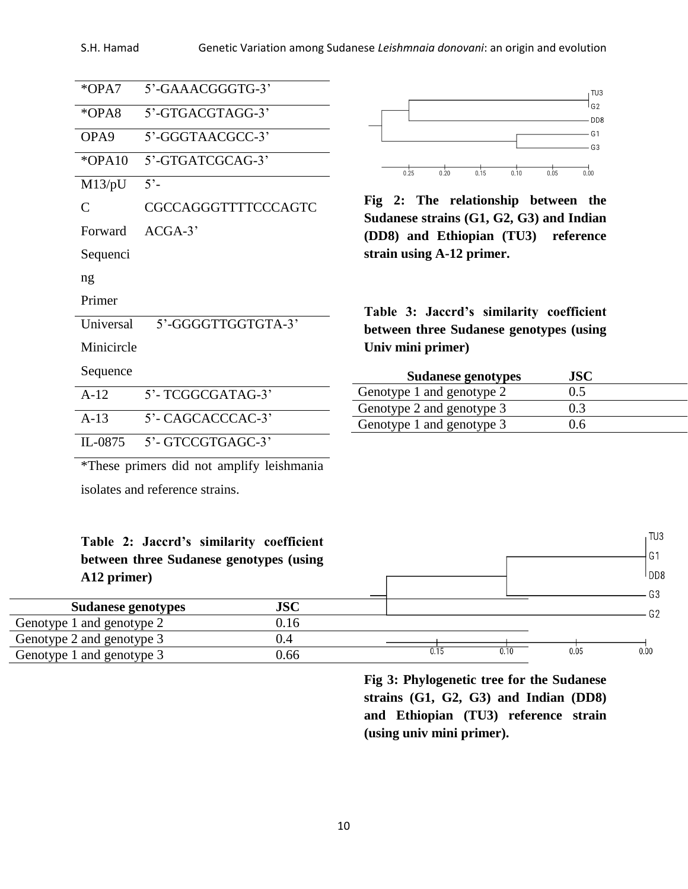| | |
|---|---|
| *OPA7 | 5'-GAAACGGGTG-3' |
| *OPA8 | 5'-GTGACGTAGG-3' |
| OPA9 | 5'-GGGTAACGCC-3' |
| *OPA10 | 5'-GTGATCGCAG-3' |
| M13/pUC Forward Sequencing Primer | 5'-CGCCAGGGTTTTCCCAGTCACGA-3' |
| Universal Minicircle Sequence | 5'-GGGGTTGGTGTA-3' |
| A-12 | 5'- TCGGCGATAG-3' |
| A-13 | 5'- CAGCACCCAC-3' |
| IL-0875 | 5'- GTCCGTGAGC-3' |

*These primers did not amplify leishmania isolates and reference strains.

**Table 2: Jaccrd's similarity coefficient between three Sudanese genotypes (using A12 primer)**

| Sudanese genotypes | JSC |
|---|---|
| Genotype 1 and genotype 2 | 0.16 |
| Genotype 2 and genotype 3 | 0.4 |
| Genotype 1 and genotype 3 | 0.66 |

**Fig 2: The relationship between the Sudanese strains (G1, G2, G3) and Indian (DD8) and Ethiopian (TU3) reference strain using A-12 primer.**

**Table 3: Jaccrd's similarity coefficient between three Sudanese genotypes (using Univ mini primer)**

| Sudanese genotypes | JSC |
|---|---|
| Genotype 1 and genotype 2 | 0.5 |
| Genotype 2 and genotype 3 | 0.3 |
| Genotype 1 and genotype 3 | 0.6 |

**Fig 3: Phylogenetic tree for the Sudanese strains (G1, G2, G3) and Indian (DD8) and Ethiopian (TU3) reference strain (using univ mini primer).**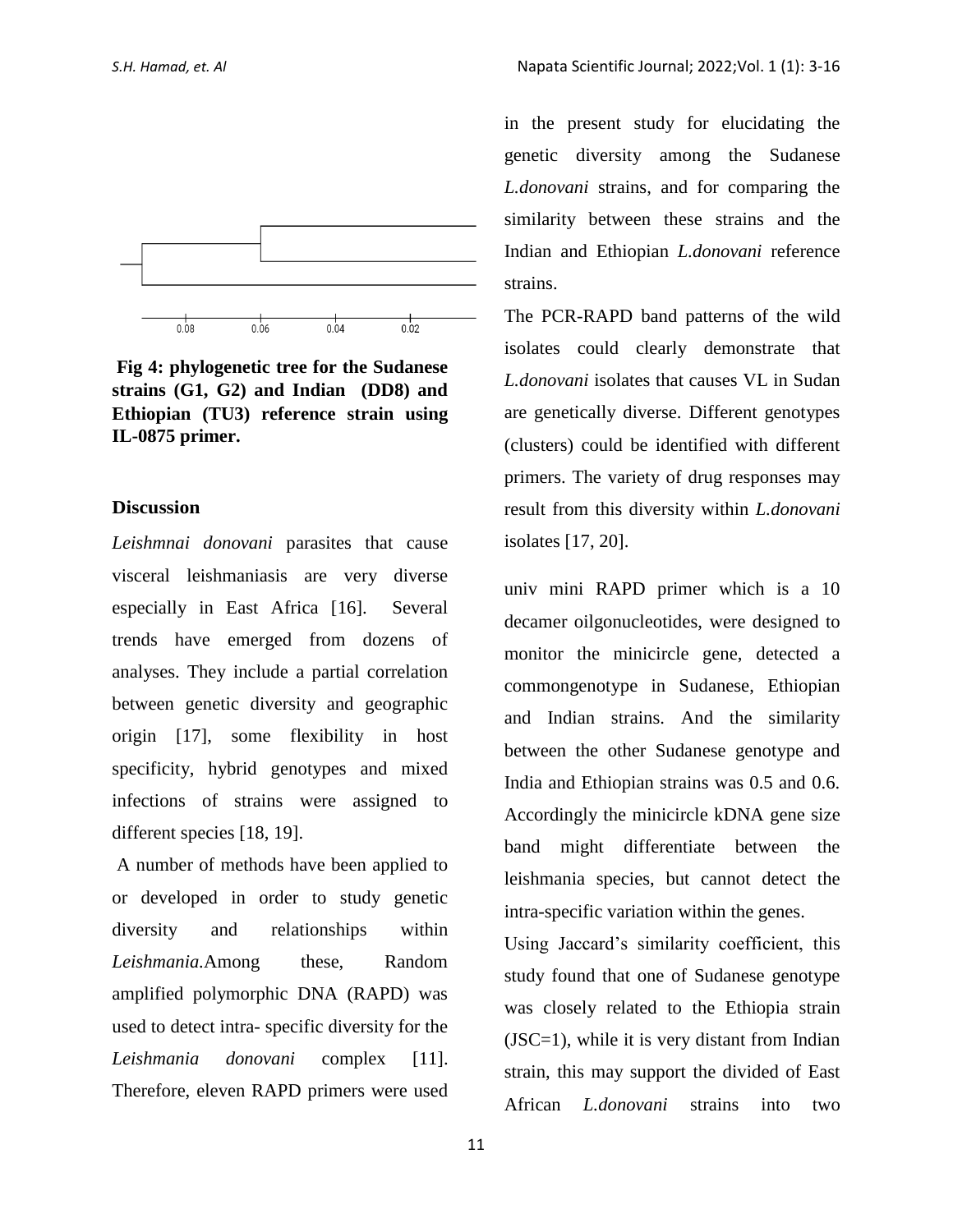Fig 4: phylogenetic tree for the Sudanese strains (G1, G2) and Indian (DD8) and Ethiopian (TU3) reference strain using IL-0875 primer.

## Discussion

*Leishmnai donovani* parasites that cause visceral leishmaniasis are very diverse especially in East Africa [16]. Several trends have emerged from dozens of analyses. They include a partial correlation between genetic diversity and geographic origin [17], some flexibility in host specificity, hybrid genotypes and mixed infections of strains were assigned to different species [18, 19].

A number of methods have been applied to or developed in order to study genetic diversity and relationships within *Leishmania*.Among these, Random amplified polymorphic DNA (RAPD) was used to detect intra- specific diversity for the *Leishmania donovani* complex [11]. Therefore, eleven RAPD primers were used in the present study for elucidating the genetic diversity among the Sudanese *L.donovani* strains, and for comparing the similarity between these strains and the Indian and Ethiopian *L.donovani* reference strains.

The PCR-RAPD band patterns of the wild isolates could clearly demonstrate that *L.donovani* isolates that causes VL in Sudan are genetically diverse. Different genotypes (clusters) could be identified with different primers. The variety of drug responses may result from this diversity within *L.donovani* isolates [17, 20].

univ mini RAPD primer which is a 10 decamer oilgonucleotides, were designed to monitor the minicircle gene, detected a commongenotype in Sudanese, Ethiopian and Indian strains. And the similarity between the other Sudanese genotype and India and Ethiopian strains was 0.5 and 0.6. Accordingly the minicircle kDNA gene size band might differentiate between the leishmania species, but cannot detect the intra-specific variation within the genes.

Using Jaccard's similarity coefficient, this study found that one of Sudanese genotype was closely related to the Ethiopia strain (JSC=1), while it is very distant from Indian strain, this may support the divided of East African *L.donovani* strains into two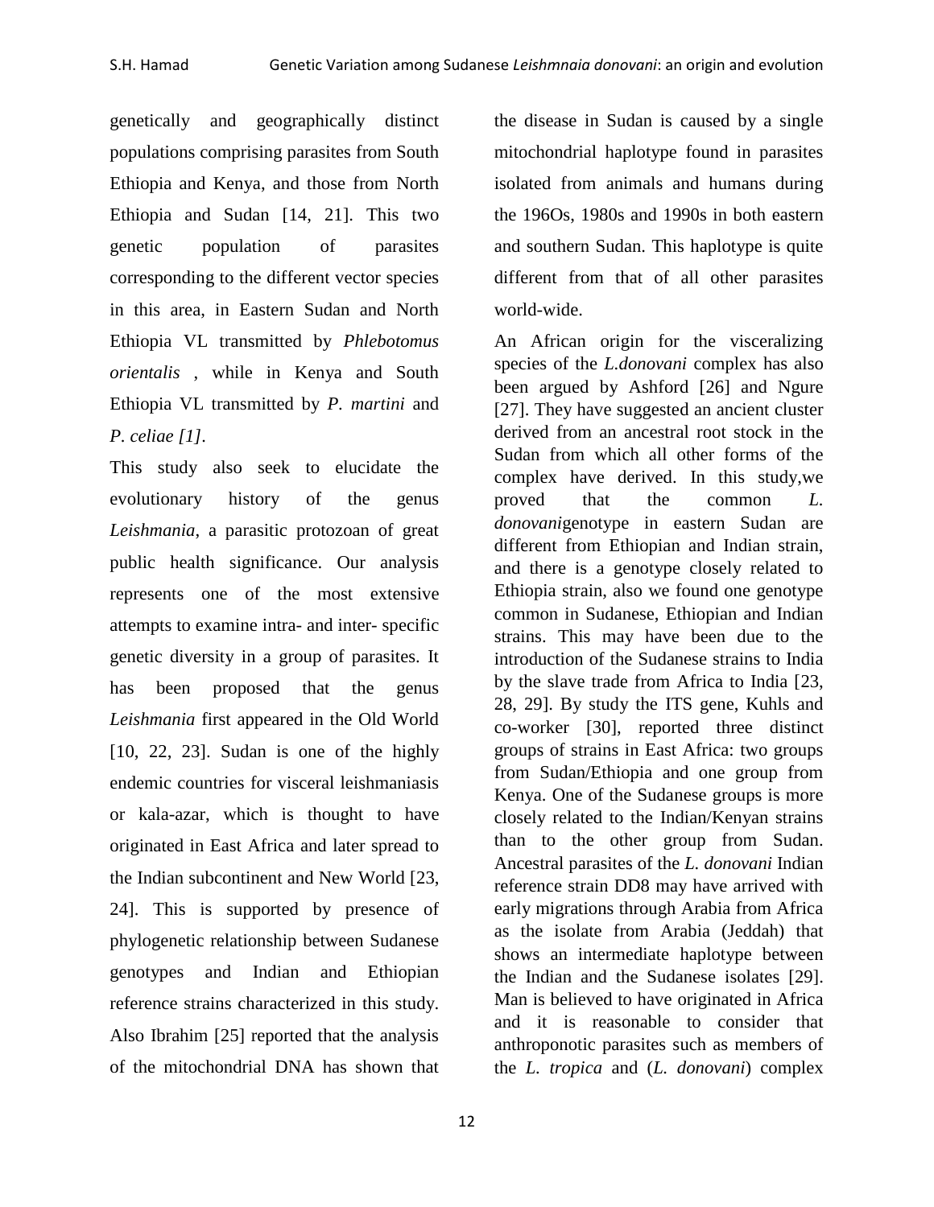genetically and geographically distinct populations comprising parasites from South Ethiopia and Kenya, and those from North Ethiopia and Sudan [14, 21]. This two genetic population of parasites corresponding to the different vector species in this area, in Eastern Sudan and North Ethiopia VL transmitted by *Phlebotomus orientalis* , while in Kenya and South Ethiopia VL transmitted by *P. martini* and *P. celiae [1]*.

This study also seek to elucidate the evolutionary history of the genus *Leishmania*, a parasitic protozoan of great public health significance. Our analysis represents one of the most extensive attempts to examine intra- and inter- specific genetic diversity in a group of parasites. It has been proposed that the genus *Leishmania* first appeared in the Old World [10, 22, 23]. Sudan is one of the highly endemic countries for visceral leishmaniasis or kala-azar, which is thought to have originated in East Africa and later spread to the Indian subcontinent and New World [23, 24]. This is supported by presence of phylogenetic relationship between Sudanese genotypes and Indian and Ethiopian reference strains characterized in this study. Also Ibrahim [25] reported that the analysis of the mitochondrial DNA has shown that the disease in Sudan is caused by a single mitochondrial haplotype found in parasites isolated from animals and humans during the 196Os, 1980s and 1990s in both eastern and southern Sudan. This haplotype is quite different from that of all other parasites world-wide.

An African origin for the visceralizing species of the *L.donovani* complex has also been argued by Ashford [26] and Ngure [27]. They have suggested an ancient cluster derived from an ancestral root stock in the Sudan from which all other forms of the complex have derived. In this study,we proved that the common *L. donovani*genotype in eastern Sudan are different from Ethiopian and Indian strain, and there is a genotype closely related to Ethiopia strain, also we found one genotype common in Sudanese, Ethiopian and Indian strains. This may have been due to the introduction of the Sudanese strains to India by the slave trade from Africa to India [23, 28, 29]. By study the ITS gene, Kuhls and co-worker [30], reported three distinct groups of strains in East Africa: two groups from Sudan/Ethiopia and one group from Kenya. One of the Sudanese groups is more closely related to the Indian/Kenyan strains than to the other group from Sudan. Ancestral parasites of the *L. donovani* Indian reference strain DD8 may have arrived with early migrations through Arabia from Africa as the isolate from Arabia (Jeddah) that shows an intermediate haplotype between the Indian and the Sudanese isolates [29]. Man is believed to have originated in Africa and it is reasonable to consider that anthroponotic parasites such as members of the *L. tropica* and (*L. donovani*) complex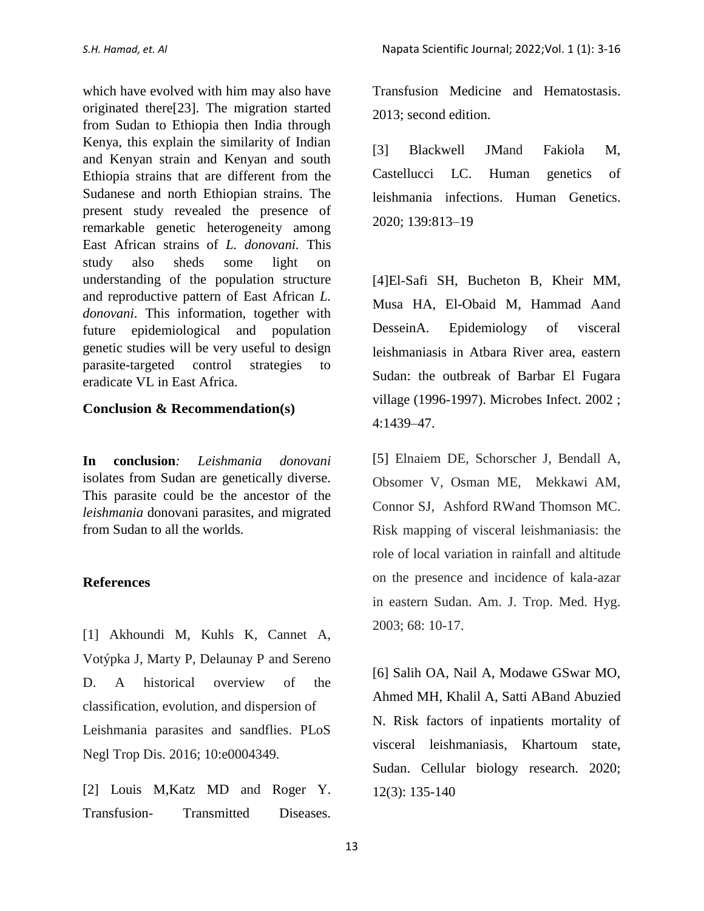which have evolved with him may also have originated there[23]. The migration started from Sudan to Ethiopia then India through Kenya, this explain the similarity of Indian and Kenyan strain and Kenyan and south Ethiopia strains that are different from the Sudanese and north Ethiopian strains. The present study revealed the presence of remarkable genetic heterogeneity among East African strains of *L. donovani*. This study also sheds some light on understanding of the population structure and reproductive pattern of East African *L. donovani*. This information, together with future epidemiological and population genetic studies will be very useful to design parasite-targeted control strategies to eradicate VL in East Africa.

## Conclusion & Recommendation(s)

**In conclusion***:* *Leishmania donovani* isolates from Sudan are genetically diverse. This parasite could be the ancestor of the *leishmania* donovani parasites, and migrated from Sudan to all the worlds.

## References

[1] Akhoundi M, Kuhls K, Cannet A, Votýpka J, Marty P, Delaunay P and Sereno D. A historical overview of the classification, evolution, and dispersion of Leishmania parasites and sandflies. PLoS Negl Trop Dis. 2016; 10:e0004349.

[2] Louis M,Katz MD and Roger Y. Transfusion- Transmitted Diseases. Transfusion Medicine and Hematostasis. 2013; second edition.

[3] Blackwell JMand Fakiola M, Castellucci LC. Human genetics of leishmania infections. Human Genetics. 2020; 139:813–19

[4]El-Safi SH, Bucheton B, Kheir MM, Musa HA, El-Obaid M, Hammad Aand DesseinA. Epidemiology of visceral leishmaniasis in Atbara River area, eastern Sudan: the outbreak of Barbar El Fugara village (1996-1997). Microbes Infect. 2002 ; 4:1439–47.

[5] Elnaiem DE, Schorscher J, Bendall A, Obsomer V, Osman ME, Mekkawi AM, Connor SJ, Ashford RWand Thomson MC. Risk mapping of visceral leishmaniasis: the role of local variation in rainfall and altitude on the presence and incidence of kala-azar in eastern Sudan. Am. J. Trop. Med. Hyg. 2003; 68: 10-17.

[6] Salih OA, Nail A, Modawe GSwar MO, Ahmed MH, Khalil A, Satti ABand Abuzied N. Risk factors of inpatients mortality of visceral leishmaniasis, Khartoum state, Sudan. Cellular biology research. 2020; 12(3): 135-140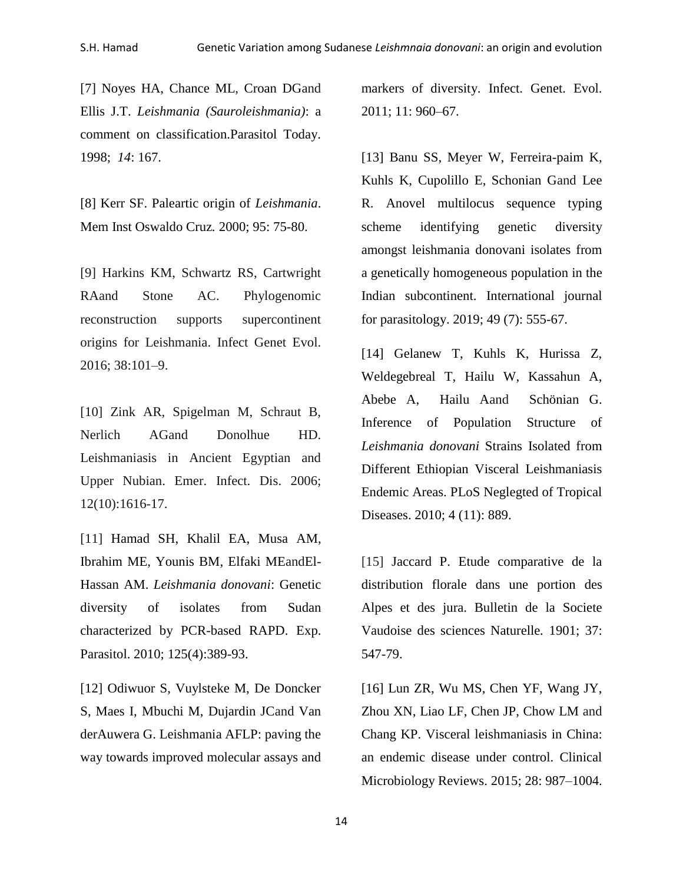[7] Noyes HA, Chance ML, Croan DGand Ellis J.T. *Leishmania (Sauroleishmania)*: a comment on classification.Parasitol Today. 1998; *14*: 167.

[8] Kerr SF. Paleartic origin of *Leishmania*. Mem Inst Oswaldo Cruz. 2000; 95: 75-80.

[9] Harkins KM, Schwartz RS, Cartwright RAand Stone AC. Phylogenomic reconstruction supports supercontinent origins for Leishmania. Infect Genet Evol. 2016; 38:101–9.

[10] Zink AR, Spigelman M, Schraut B, Nerlich AGand Donolhue HD. Leishmaniasis in Ancient Egyptian and Upper Nubian. Emer. Infect. Dis. 2006; 12(10):1616-17.

[11] Hamad SH, Khalil EA, Musa AM, Ibrahim ME, Younis BM, Elfaki MEandEl-Hassan AM. *Leishmania donovani*: Genetic diversity of isolates from Sudan characterized by PCR-based RAPD. Exp. Parasitol. 2010; 125(4):389-93.

[12] Odiwuor S, Vuylsteke M, De Doncker S, Maes I, Mbuchi M, Dujardin JCand Van derAuwera G. Leishmania AFLP: paving the way towards improved molecular assays and markers of diversity. Infect. Genet. Evol. 2011; 11: 960–67.

[13] Banu SS, Meyer W, Ferreira-paim K, Kuhls K, Cupolillo E, Schonian Gand Lee R. Anovel multilocus sequence typing scheme identifying genetic diversity amongst leishmania donovani isolates from a genetically homogeneous population in the Indian subcontinent. International journal for parasitology. 2019; 49 (7): 555-67.

[14] Gelanew T, Kuhls K, Hurissa Z, Weldegebreal T, Hailu W, Kassahun A, Abebe A, Hailu Aand Schönian G. Inference of Population Structure of *Leishmania donovani* Strains Isolated from Different Ethiopian Visceral Leishmaniasis Endemic Areas. PLoS Neglegted of Tropical Diseases. 2010; 4 (11): 889.

[15] Jaccard P. Etude comparative de la distribution florale dans une portion des Alpes et des jura. Bulletin de la Societe Vaudoise des sciences Naturelle. 1901; 37: 547-79.

[16] Lun ZR, Wu MS, Chen YF, Wang JY, Zhou XN, Liao LF, Chen JP, Chow LM and Chang KP. Visceral leishmaniasis in China: an endemic disease under control. Clinical Microbiology Reviews. 2015; 28: 987–1004.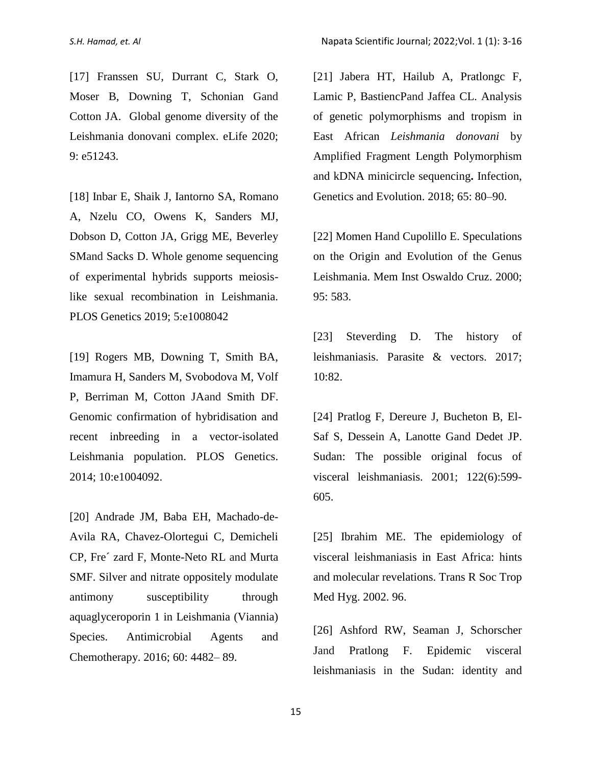[17] Franssen SU, Durrant C, Stark O, Moser B, Downing T, Schonian Gand Cotton JA. Global genome diversity of the Leishmania donovani complex. eLife 2020; 9: e51243.

[18] Inbar E, Shaik J, Iantorno SA, Romano A, Nzelu CO, Owens K, Sanders MJ, Dobson D, Cotton JA, Grigg ME, Beverley SMand Sacks D. Whole genome sequencing of experimental hybrids supports meiosis-like sexual recombination in Leishmania. PLOS Genetics 2019; 5:e1008042

[19] Rogers MB, Downing T, Smith BA, Imamura H, Sanders M, Svobodova M, Volf P, Berriman M, Cotton JAand Smith DF. Genomic confirmation of hybridisation and recent inbreeding in a vector-isolated Leishmania population. PLOS Genetics. 2014; 10:e1004092.

[20] Andrade JM, Baba EH, Machado-de-Avila RA, Chavez-Olortegui C, Demicheli CP, Fre´ zard F, Monte-Neto RL and Murta SMF. Silver and nitrate oppositely modulate antimony susceptibility through aquaglyceroporin 1 in Leishmania (Viannia) Species. Antimicrobial Agents and Chemotherapy. 2016; 60: 4482– 89.

[21] Jabera HT, Hailub A, Pratlongc F, Lamic P, BastiencPand Jaffea CL. Analysis of genetic polymorphisms and tropism in East African *Leishmania donovani* by Amplified Fragment Length Polymorphism and kDNA minicircle sequencing**.** Infection, Genetics and Evolution. 2018; 65: 80–90.

[22] Momen Hand Cupolillo E. Speculations on the Origin and Evolution of the Genus Leishmania. Mem Inst Oswaldo Cruz. 2000; 95: 583.

[23] Steverding D. The history of leishmaniasis. Parasite & vectors. 2017; 10:82.

[24] Pratlog F, Dereure J, Bucheton B, El-Saf S, Dessein A, Lanotte Gand Dedet JP. Sudan: The possible original focus of visceral leishmaniasis. 2001; 122(6):599-605.

[25] Ibrahim ME. The epidemiology of visceral leishmaniasis in East Africa: hints and molecular revelations. Trans R Soc Trop Med Hyg. 2002. 96.

[26] Ashford RW, Seaman J, Schorscher Jand Pratlong F. Epidemic visceral leishmaniasis in the Sudan: identity and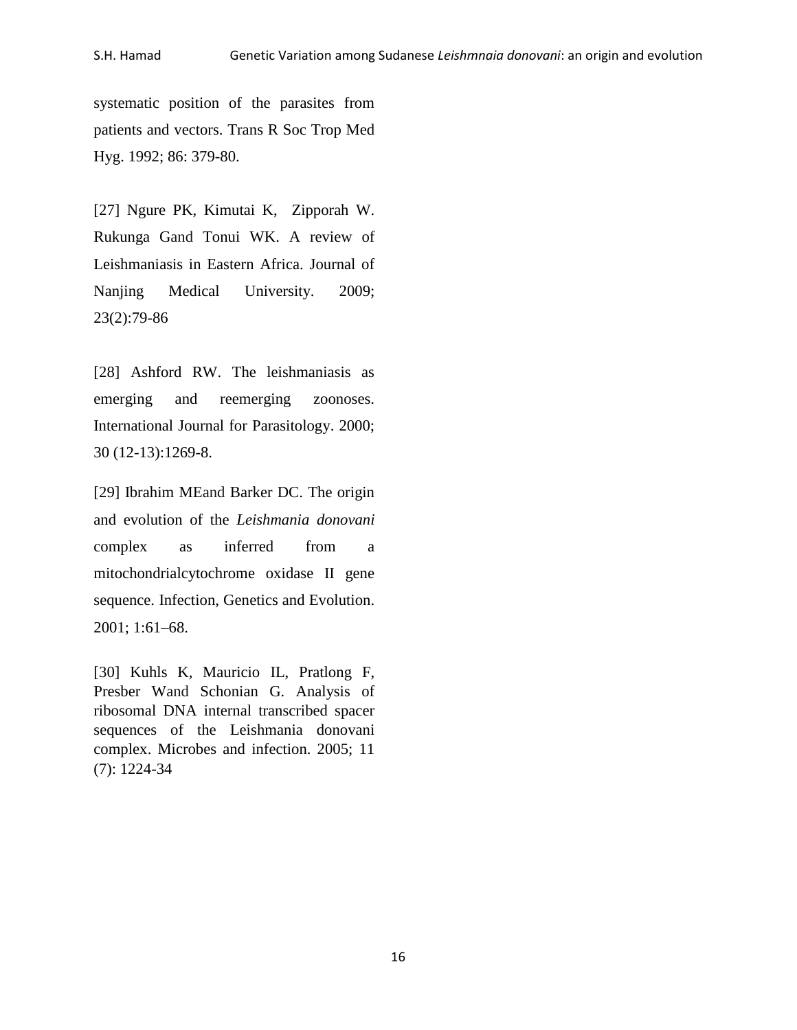systematic position of the parasites from patients and vectors. Trans R Soc Trop Med Hyg. 1992; 86: 379-80.

[27] Ngure PK, Kimutai K, Zipporah W. Rukunga Gand Tonui WK. A review of Leishmaniasis in Eastern Africa. Journal of Nanjing Medical University. 2009; 23(2):79-86

[28] Ashford RW. The leishmaniasis as emerging and reemerging zoonoses. International Journal for Parasitology. 2000; 30 (12-13):1269-8.

[29] Ibrahim MEand Barker DC. The origin and evolution of the *Leishmania donovani* complex as inferred from a mitochondrialcytochrome oxidase II gene sequence. Infection, Genetics and Evolution. 2001; 1:61–68.

[30] Kuhls K, Mauricio IL, Pratlong F, Presber Wand Schonian G. Analysis of ribosomal DNA internal transcribed spacer sequences of the Leishmania donovani complex. Microbes and infection. 2005; 11 (7): 1224-34